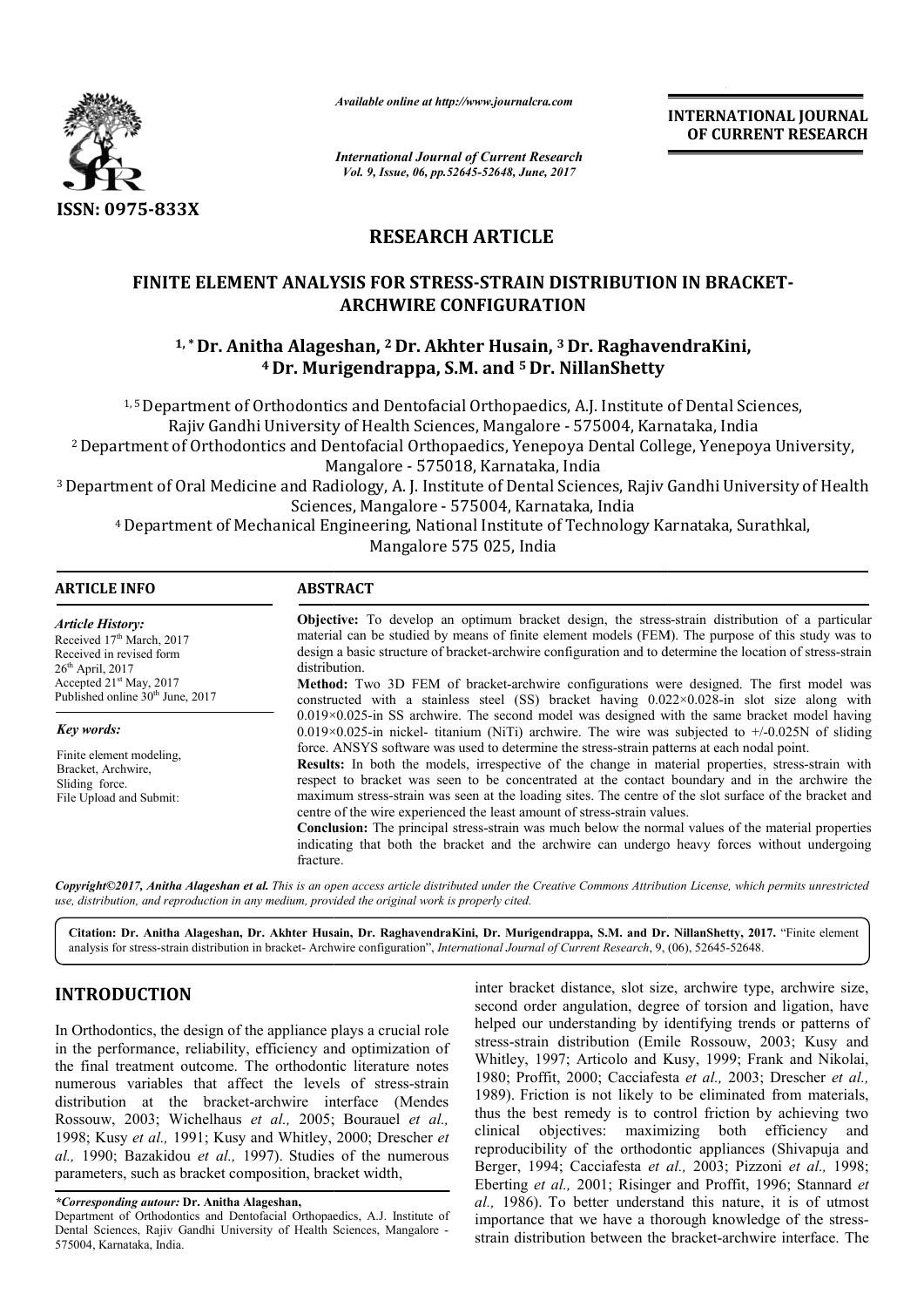*Available online at http://www.journalcra.com*

*International Journal of Current Research*
*Vol. 9, Issue, 06, pp.52645-52648, June, 2017*

**INTERNATIONAL JOURNAL OF CURRENT RESEARCH**

**ISSN: 0975-833X**

## RESEARCH ARTICLE

# FINITE ELEMENT ANALYSIS FOR STRESS-STRAIN DISTRIBUTION IN BRACKET-ARCHWIRE CONFIGURATION

**[1,*] Dr. Anitha Alageshan, [2] Dr. Akhter Husain, [3] Dr. RaghavendraKini, [4] Dr. Murigendrappa, S.M. and [5] Dr. NillanShetty**

[1,5] Department of Orthodontics and Dentofacial Orthopaedics, A.J. Institute of Dental Sciences, Rajiv Gandhi University of Health Sciences, Mangalore - 575004, Karnataka, India

[2] Department of Orthodontics and Dentofacial Orthopaedics, Yenepoya Dental College, Yenepoya University, Mangalore - 575018, Karnataka, India

[3] Department of Oral Medicine and Radiology, A. J. Institute of Dental Sciences, Rajiv Gandhi University of Health Sciences, Mangalore - 575004, Karnataka, India

[4] Department of Mechanical Engineering, National Institute of Technology Karnataka, Surathkal, Mangalore 575 025, India

### ARTICLE INFO

*Article History:*
Received 17th March, 2017
Received in revised form
26th April, 2017
Accepted 21st May, 2017
Published online 30th June, 2017

*Key words:*
Finite element modeling,
Bracket, Archwire,
Sliding force.
File Upload and Submit:

### ABSTRACT

**Objective:** To develop an optimum bracket design, the stress-strain distribution of a particular material can be studied by means of finite element models (FEM). The purpose of this study was to design a basic structure of bracket-archwire configuration and to determine the location of stress-strain distribution.

**Method:** Two 3D FEM of bracket-archwire configurations were designed. The first model was constructed with a stainless steel (SS) bracket having 0.022×0.028-in slot size along with 0.019×0.025-in SS archwire. The second model was designed with the same bracket model having 0.019×0.025-in nickel- titanium (NiTi) archwire. The wire was subjected to +/-0.025N of sliding force. ANSYS software was used to determine the stress-strain patterns at each nodal point.

**Results:** In both the models, irrespective of the change in material properties, stress-strain with respect to bracket was seen to be concentrated at the contact boundary and in the archwire the maximum stress-strain was seen at the loading sites. The centre of the slot surface of the bracket and centre of the wire experienced the least amount of stress-strain values.

**Conclusion:** The principal stress-strain was much below the normal values of the material properties indicating that both the bracket and the archwire can undergo heavy forces without undergoing fracture.

***Copyright©2017, Anitha Alageshan et al.*** *This is an open access article distributed under the Creative Commons Attribution License, which permits unrestricted use, distribution, and reproduction in any medium, provided the original work is properly cited.*

**Citation: Dr. Anitha Alageshan, Dr. Akhter Husain, Dr. RaghavendraKini, Dr. Murigendrappa, S.M. and Dr. NillanShetty, 2017.** "Finite element analysis for stress-strain distribution in bracket- Archwire configuration", *International Journal of Current Research*, 9, (06), 52645-52648.

## INTRODUCTION

In Orthodontics, the design of the appliance plays a crucial role in the performance, reliability, efficiency and optimization of the final treatment outcome. The orthodontic literature notes numerous variables that affect the levels of stress-strain distribution at the bracket-archwire interface (Mendes Rossouw, 2003; Wichelhaus *et al.,* 2005; Bourauel *et al.,* 1998; Kusy *et al.,* 1991; Kusy and Whitley, 2000; Drescher *et al.,* 1990; Bazakidou *et al.,* 1997). Studies of the numerous parameters, such as bracket composition, bracket width, inter bracket distance, slot size, archwire type, archwire size, second order angulation, degree of torsion and ligation, have helped our understanding by identifying trends or patterns of stress-strain distribution (Emile Rossouw, 2003; Kusy and Whitley, 1997; Articolo and Kusy, 1999; Frank and Nikolai, 1980; Proffit, 2000; Cacciafesta *et al.,* 2003; Drescher *et al.,* 1989). Friction is not likely to be eliminated from materials, thus the best remedy is to control friction by achieving two clinical objectives: maximizing both efficiency and reproducibility of the orthodontic appliances (Shivapuja and Berger, 1994; Cacciafesta *et al.,* 2003; Pizzoni *et al.,* 1998; Eberting *et al.,* 2001; Risinger and Proffit, 1996; Stannard *et al.,* 1986). To better understand this nature, it is of utmost importance that we have a thorough knowledge of the stress-strain distribution between the bracket-archwire interface. The

***\*Corresponding autour:*** **Dr. Anitha Alageshan,**
Department of Orthodontics and Dentofacial Orthopaedics, A.J. Institute of Dental Sciences, Rajiv Gandhi University of Health Sciences, Mangalore - 575004, Karnataka, India.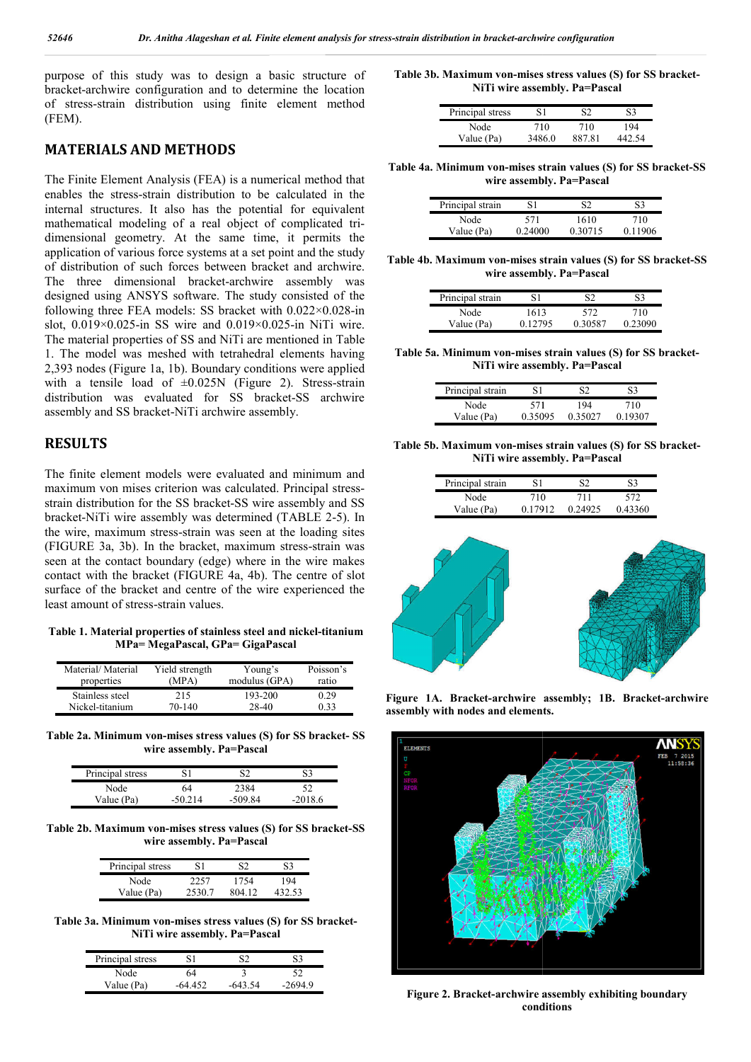purpose of this study was to design a basic structure of bracket-archwire configuration and to determine the location of stress-strain distribution using finite element method (FEM).

## MATERIALS AND METHODS

The Finite Element Analysis (FEA) is a numerical method that enables the stress-strain distribution to be calculated in the internal structures. It also has the potential for equivalent mathematical modeling of a real object of complicated tri-dimensional geometry. At the same time, it permits the application of various force systems at a set point and the study of distribution of such forces between bracket and archwire. The three dimensional bracket-archwire assembly was designed using ANSYS software. The study consisted of the following three FEA models: SS bracket with 0.022×0.028-in slot, 0.019×0.025-in SS wire and 0.019×0.025-in NiTi wire. The material properties of SS and NiTi are mentioned in Table 1. The model was meshed with tetrahedral elements having 2,393 nodes (Figure 1a, 1b). Boundary conditions were applied with a tensile load of ±0.025N (Figure 2). Stress-strain distribution was evaluated for SS bracket-SS archwire assembly and SS bracket-NiTi archwire assembly.

## RESULTS

The finite element models were evaluated and minimum and maximum von mises criterion was calculated. Principal stress-strain distribution for the SS bracket-SS wire assembly and SS bracket-NiTi wire assembly was determined (TABLE 2-5). In the wire, maximum stress-strain was seen at the loading sites (FIGURE 3a, 3b). In the bracket, maximum stress-strain was seen at the contact boundary (edge) where in the wire makes contact with the bracket (FIGURE 4a, 4b). The centre of slot surface of the bracket and centre of the wire experienced the least amount of stress-strain values.

**Table 1. Material properties of stainless steel and nickel-titanium MPa= MegaPascal, GPa= GigaPascal**

| Material/ Material properties | Yield strength (MPA) | Young's modulus (GPA) | Poisson's ratio |
|---|---|---|---|
| Stainless steel | 215 | 193-200 | 0.29 |
| Nickel-titanium | 70-140 | 28-40 | 0.33 |

**Table 2a. Minimum von-mises stress values (S) for SS bracket- SS wire assembly. Pa=Pascal**

| Principal stress | S1 | S2 | S3 |
|---|---|---|---|
| Node | 64 | 2384 | 52 |
| Value (Pa) | -50.214 | -509.84 | -2018.6 |

**Table 2b. Maximum von-mises stress values (S) for SS bracket-SS wire assembly. Pa=Pascal**

| Principal stress | S1 | S2 | S3 |
|---|---|---|---|
| Node | 2257 | 1754 | 194 |
| Value (Pa) | 2530.7 | 804.12 | 432.53 |

**Table 3a. Minimum von-mises stress values (S) for SS bracket-NiTi wire assembly. Pa=Pascal**

| Principal stress | S1 | S2 | S3 |
|---|---|---|---|
| Node | 64 | 3 | 52 |
| Value (Pa) | -64.452 | -643.54 | -2694.9 |

**Table 3b. Maximum von-mises stress values (S) for SS bracket-NiTi wire assembly. Pa=Pascal**

| Principal stress | S1 | S2 | S3 |
|---|---|---|---|
| Node | 710 | 710 | 194 |
| Value (Pa) | 3486.0 | 887.81 | 442.54 |

**Table 4a. Minimum von-mises strain values (S) for SS bracket-SS wire assembly. Pa=Pascal**

| Principal strain | S1 | S2 | S3 |
|---|---|---|---|
| Node | 571 | 1610 | 710 |
| Value (Pa) | 0.24000 | 0.30715 | 0.11906 |

**Table 4b. Maximum von-mises strain values (S) for SS bracket-SS wire assembly. Pa=Pascal**

| Principal strain | S1 | S2 | S3 |
|---|---|---|---|
| Node | 1613 | 572 | 710 |
| Value (Pa) | 0.12795 | 0.30587 | 0.23090 |

**Table 5a. Minimum von-mises strain values (S) for SS bracket-NiTi wire assembly. Pa=Pascal**

| Principal strain | S1 | S2 | S3 |
|---|---|---|---|
| Node | 571 | 194 | 710 |
| Value (Pa) | 0.35095 | 0.35027 | 0.19307 |

**Table 5b. Maximum von-mises strain values (S) for SS bracket-NiTi wire assembly. Pa=Pascal**

| Principal strain | S1 | S2 | S3 |
|---|---|---|---|
| Node | 710 | 711 | 572 |
| Value (Pa) | 0.17912 | 0.24925 | 0.43360 |

**Figure 1A. Bracket-archwire assembly; 1B. Bracket-archwire assembly with nodes and elements.**

**Figure 2. Bracket-archwire assembly exhibiting boundary conditions**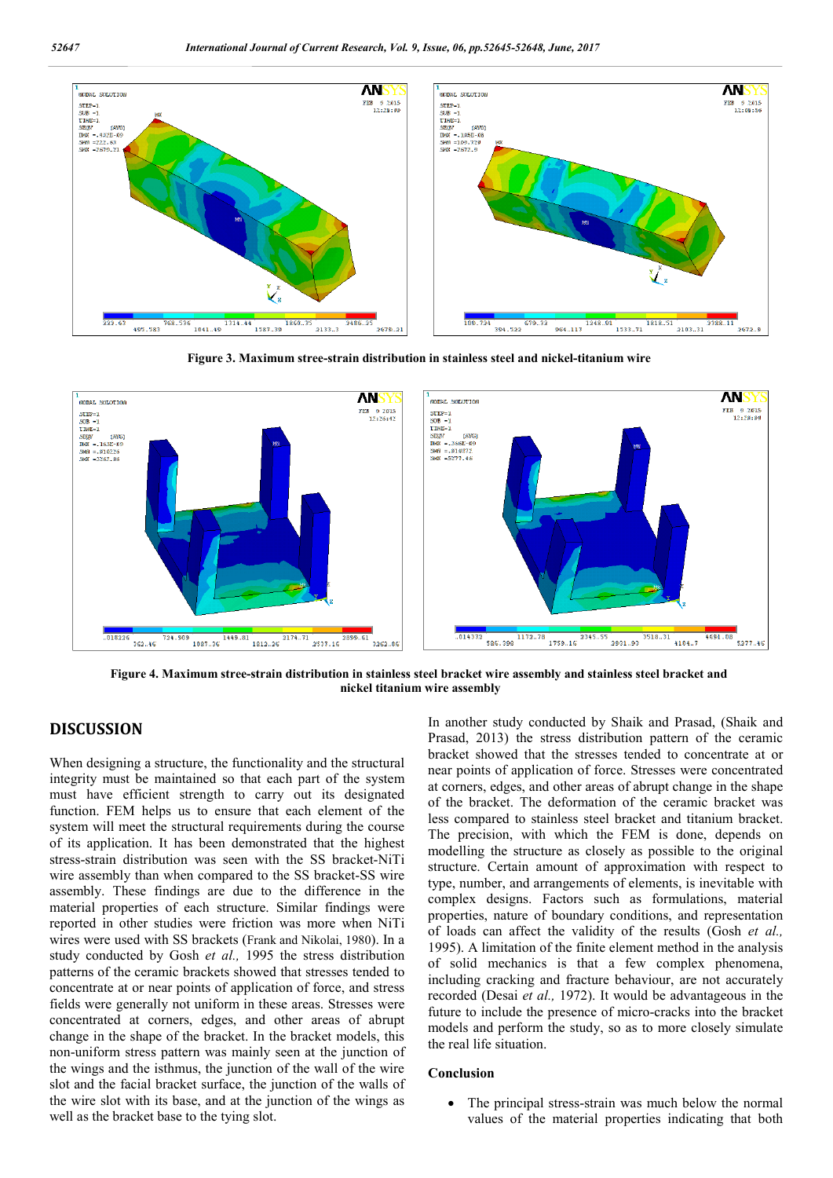Figure 3. Maximum stree-strain distribution in stainless steel and nickel-titanium wire

Figure 4. Maximum stree-strain distribution in stainless steel bracket wire assembly and stainless steel bracket and nickel titanium wire assembly

## DISCUSSION

When designing a structure, the functionality and the structural integrity must be maintained so that each part of the system must have efficient strength to carry out its designated function. FEM helps us to ensure that each element of the system will meet the structural requirements during the course of its application. It has been demonstrated that the highest stress-strain distribution was seen with the SS bracket-NiTi wire assembly than when compared to the SS bracket-SS wire assembly. These findings are due to the difference in the material properties of each structure. Similar findings were reported in other studies were friction was more when NiTi wires were used with SS brackets (Frank and Nikolai, 1980). In a study conducted by Gosh *et al.,* 1995 the stress distribution patterns of the ceramic brackets showed that stresses tended to concentrate at or near points of application of force, and stress fields were generally not uniform in these areas. Stresses were concentrated at corners, edges, and other areas of abrupt change in the shape of the bracket. In the bracket models, this non-uniform stress pattern was mainly seen at the junction of the wings and the isthmus, the junction of the wall of the wire slot and the facial bracket surface, the junction of the walls of the wire slot with its base, and at the junction of the wings as well as the bracket base to the tying slot.

In another study conducted by Shaik and Prasad, (Shaik and Prasad, 2013) the stress distribution pattern of the ceramic bracket showed that the stresses tended to concentrate at or near points of application of force. Stresses were concentrated at corners, edges, and other areas of abrupt change in the shape of the bracket. The deformation of the ceramic bracket was less compared to stainless steel bracket and titanium bracket. The precision, with which the FEM is done, depends on modelling the structure as closely as possible to the original structure. Certain amount of approximation with respect to type, number, and arrangements of elements, is inevitable with complex designs. Factors such as formulations, material properties, nature of boundary conditions, and representation of loads can affect the validity of the results (Gosh *et al.,* 1995). A limitation of the finite element method in the analysis of solid mechanics is that a few complex phenomena, including cracking and fracture behaviour, are not accurately recorded (Desai *et al.,* 1972). It would be advantageous in the future to include the presence of micro-cracks into the bracket models and perform the study, so as to more closely simulate the real life situation.

### Conclusion

- The principal stress-strain was much below the normal values of the material properties indicating that both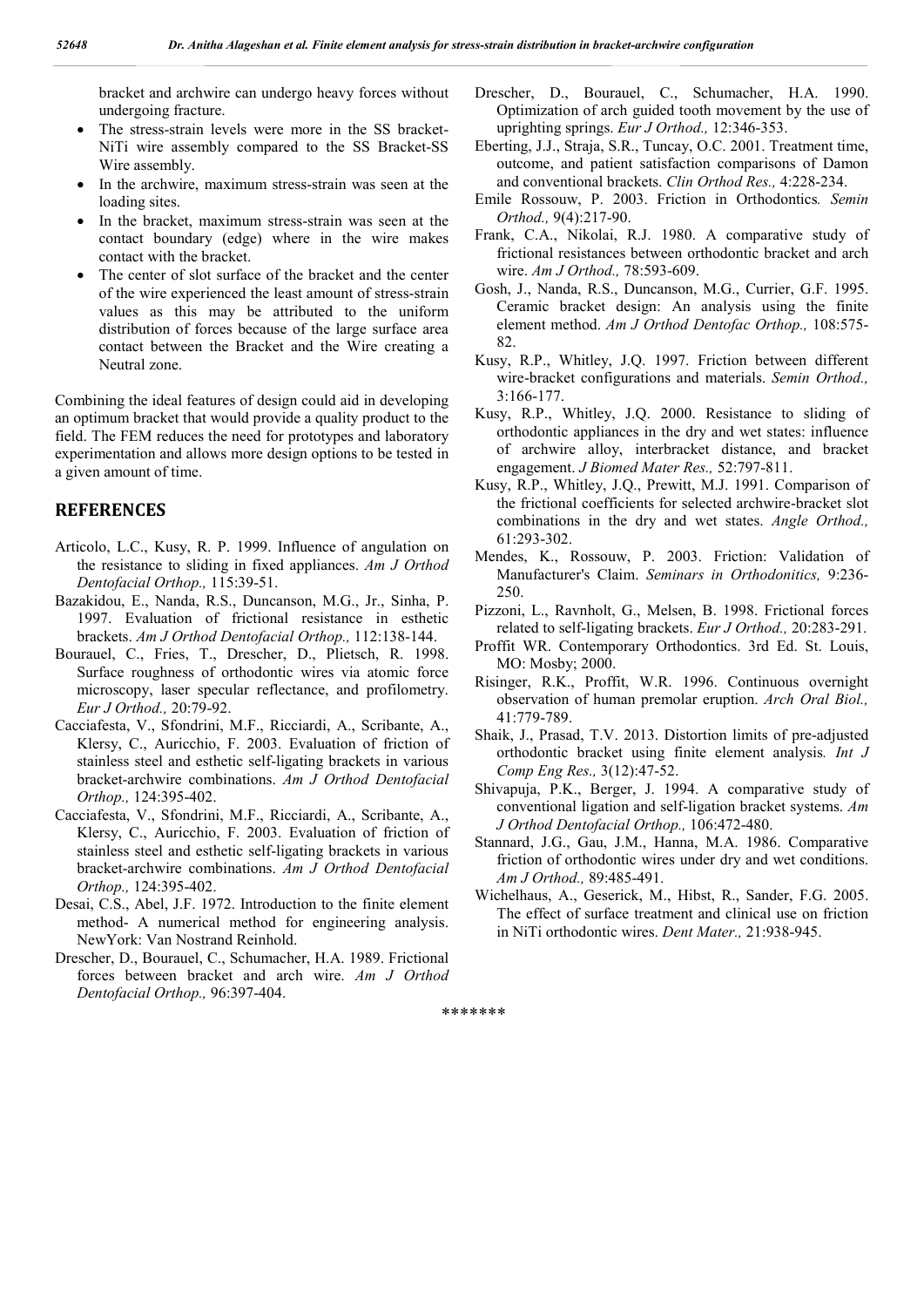bracket and archwire can undergo heavy forces without undergoing fracture.

- The stress-strain levels were more in the SS bracket-NiTi wire assembly compared to the SS Bracket-SS Wire assembly.
- In the archwire, maximum stress-strain was seen at the loading sites.
- In the bracket, maximum stress-strain was seen at the contact boundary (edge) where in the wire makes contact with the bracket.
- The center of slot surface of the bracket and the center of the wire experienced the least amount of stress-strain values as this may be attributed to the uniform distribution of forces because of the large surface area contact between the Bracket and the Wire creating a Neutral zone.

Combining the ideal features of design could aid in developing an optimum bracket that would provide a quality product to the field. The FEM reduces the need for prototypes and laboratory experimentation and allows more design options to be tested in a given amount of time.

## REFERENCES

Articolo, L.C., Kusy, R. P. 1999. Influence of angulation on the resistance to sliding in fixed appliances. *Am J Orthod Dentofacial Orthop.,* 115:39-51.

Bazakidou, E., Nanda, R.S., Duncanson, M.G., Jr., Sinha, P. 1997. Evaluation of frictional resistance in esthetic brackets. *Am J Orthod Dentofacial Orthop.,* 112:138-144.

Bourauel, C., Fries, T., Drescher, D., Plietsch, R. 1998. Surface roughness of orthodontic wires via atomic force microscopy, laser specular reflectance, and profilometry. *Eur J Orthod.,* 20:79-92.

Cacciafesta, V., Sfondrini, M.F., Ricciardi, A., Scribante, A., Klersy, C., Auricchio, F. 2003. Evaluation of friction of stainless steel and esthetic self-ligating brackets in various bracket-archwire combinations. *Am J Orthod Dentofacial Orthop.,* 124:395-402.

Cacciafesta, V., Sfondrini, M.F., Ricciardi, A., Scribante, A., Klersy, C., Auricchio, F. 2003. Evaluation of friction of stainless steel and esthetic self-ligating brackets in various bracket-archwire combinations. *Am J Orthod Dentofacial Orthop.,* 124:395-402.

Desai, C.S., Abel, J.F. 1972. Introduction to the finite element method- A numerical method for engineering analysis. NewYork: Van Nostrand Reinhold.

Drescher, D., Bourauel, C., Schumacher, H.A. 1989. Frictional forces between bracket and arch wire. *Am J Orthod Dentofacial Orthop.,* 96:397-404.

Drescher, D., Bourauel, C., Schumacher, H.A. 1990. Optimization of arch guided tooth movement by the use of uprighting springs. *Eur J Orthod.,* 12:346-353.

Eberting, J.J., Straja, S.R., Tuncay, O.C. 2001. Treatment time, outcome, and patient satisfaction comparisons of Damon and conventional brackets. *Clin Orthod Res.,* 4:228-234.

Emile Rossouw, P. 2003. Friction in Orthodontics*. Semin Orthod.,* 9(4):217-90.

Frank, C.A., Nikolai, R.J. 1980. A comparative study of frictional resistances between orthodontic bracket and arch wire. *Am J Orthod.,* 78:593-609.

Gosh, J., Nanda, R.S., Duncanson, M.G., Currier, G.F. 1995. Ceramic bracket design: An analysis using the finite element method. *Am J Orthod Dentofac Orthop.,* 108:575-82.

Kusy, R.P., Whitley, J.Q. 1997. Friction between different wire-bracket configurations and materials. *Semin Orthod.,* 3:166-177.

Kusy, R.P., Whitley, J.Q. 2000. Resistance to sliding of orthodontic appliances in the dry and wet states: influence of archwire alloy, interbracket distance, and bracket engagement. *J Biomed Mater Res.,* 52:797-811.

Kusy, R.P., Whitley, J.Q., Prewitt, M.J. 1991. Comparison of the frictional coefficients for selected archwire-bracket slot combinations in the dry and wet states. *Angle Orthod.,* 61:293-302.

Mendes, K., Rossouw, P. 2003. Friction: Validation of Manufacturer's Claim. *Seminars in Orthodonitics,* 9:236-250.

Pizzoni, L., Ravnholt, G., Melsen, B. 1998. Frictional forces related to self-ligating brackets. *Eur J Orthod.,* 20:283-291.

Proffit WR. Contemporary Orthodontics. 3rd Ed. St. Louis, MO: Mosby; 2000.

Risinger, R.K., Proffit, W.R. 1996. Continuous overnight observation of human premolar eruption. *Arch Oral Biol.,* 41:779-789.

Shaik, J., Prasad, T.V. 2013. Distortion limits of pre-adjusted orthodontic bracket using finite element analysis*. Int J Comp Eng Res.,* 3(12):47-52.

Shivapuja, P.K., Berger, J. 1994. A comparative study of conventional ligation and self-ligation bracket systems. *Am J Orthod Dentofacial Orthop.,* 106:472-480.

Stannard, J.G., Gau, J.M., Hanna, M.A. 1986. Comparative friction of orthodontic wires under dry and wet conditions. *Am J Orthod.,* 89:485-491.

Wichelhaus, A., Geserick, M., Hibst, R., Sander, F.G. 2005. The effect of surface treatment and clinical use on friction in NiTi orthodontic wires. *Dent Mater.,* 21:938-945.

*******